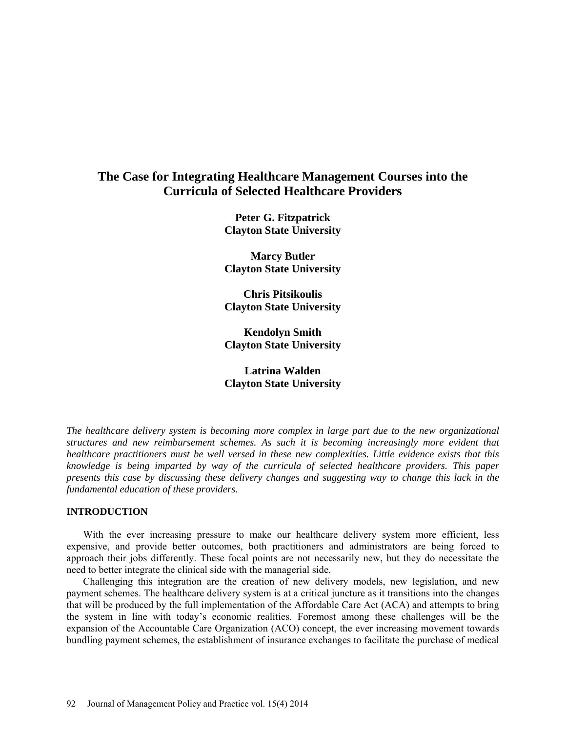# The Case for Integrating Healthcare Management Courses into the Curricula of Selected Healthcare Providers

**Peter G. Fitzpatrick**
**Clayton State University**

**Marcy Butler**
**Clayton State University**

**Chris Pitsikoulis**
**Clayton State University**

**Kendolyn Smith**
**Clayton State University**

**Latrina Walden**
**Clayton State University**

*The healthcare delivery system is becoming more complex in large part due to the new organizational structures and new reimbursement schemes. As such it is becoming increasingly more evident that healthcare practitioners must be well versed in these new complexities. Little evidence exists that this knowledge is being imparted by way of the curricula of selected healthcare providers. This paper presents this case by discussing these delivery changes and suggesting way to change this lack in the fundamental education of these providers.*

## INTRODUCTION

With the ever increasing pressure to make our healthcare delivery system more efficient, less expensive, and provide better outcomes, both practitioners and administrators are being forced to approach their jobs differently. These focal points are not necessarily new, but they do necessitate the need to better integrate the clinical side with the managerial side.

Challenging this integration are the creation of new delivery models, new legislation, and new payment schemes. The healthcare delivery system is at a critical juncture as it transitions into the changes that will be produced by the full implementation of the Affordable Care Act (ACA) and attempts to bring the system in line with today's economic realities. Foremost among these challenges will be the expansion of the Accountable Care Organization (ACO) concept, the ever increasing movement towards bundling payment schemes, the establishment of insurance exchanges to facilitate the purchase of medical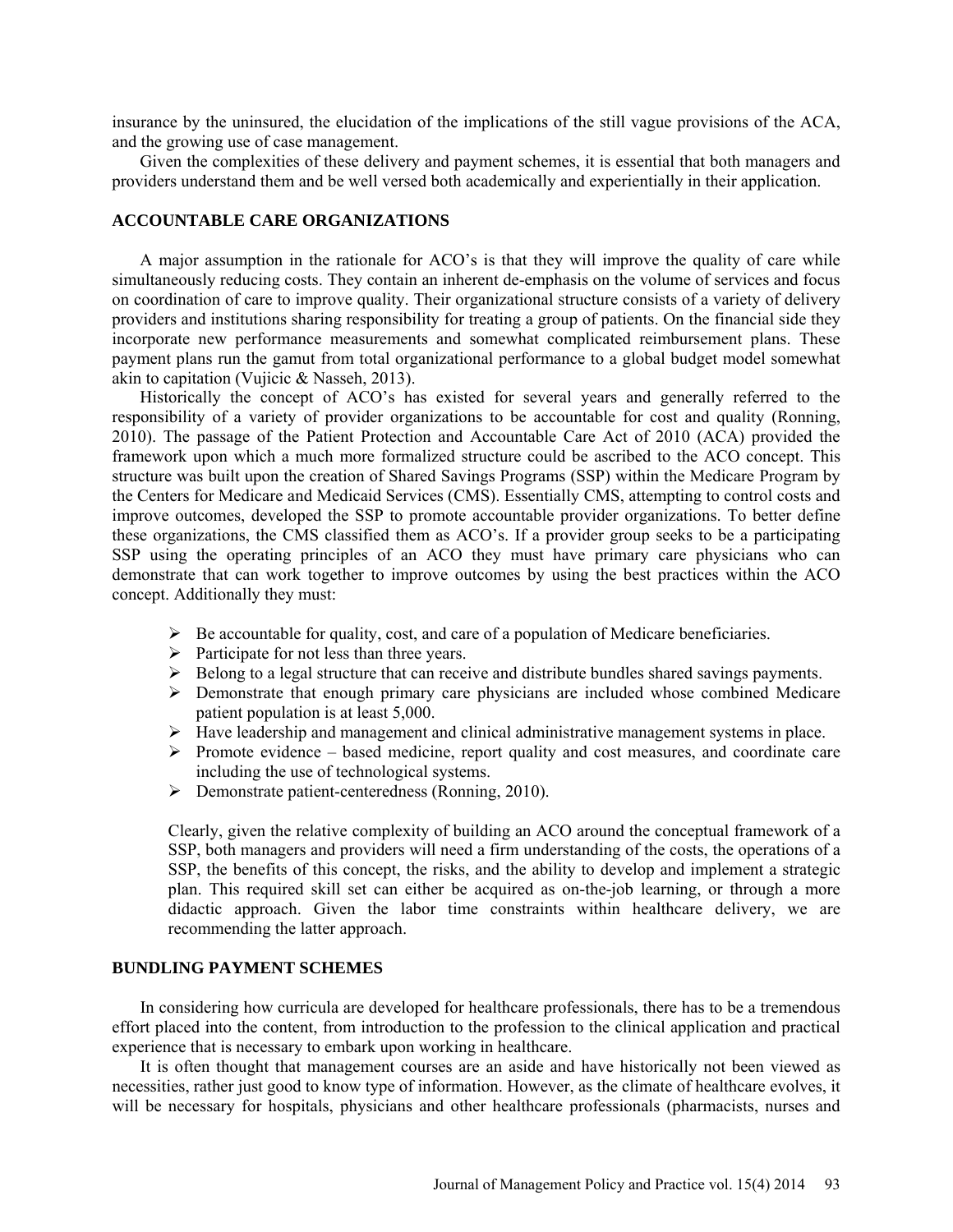insurance by the uninsured, the elucidation of the implications of the still vague provisions of the ACA, and the growing use of case management.

Given the complexities of these delivery and payment schemes, it is essential that both managers and providers understand them and be well versed both academically and experientially in their application.

## ACCOUNTABLE CARE ORGANIZATIONS

A major assumption in the rationale for ACO's is that they will improve the quality of care while simultaneously reducing costs. They contain an inherent de-emphasis on the volume of services and focus on coordination of care to improve quality. Their organizational structure consists of a variety of delivery providers and institutions sharing responsibility for treating a group of patients. On the financial side they incorporate new performance measurements and somewhat complicated reimbursement plans. These payment plans run the gamut from total organizational performance to a global budget model somewhat akin to capitation (Vujicic & Nasseh, 2013).

Historically the concept of ACO's has existed for several years and generally referred to the responsibility of a variety of provider organizations to be accountable for cost and quality (Ronning, 2010). The passage of the Patient Protection and Accountable Care Act of 2010 (ACA) provided the framework upon which a much more formalized structure could be ascribed to the ACO concept. This structure was built upon the creation of Shared Savings Programs (SSP) within the Medicare Program by the Centers for Medicare and Medicaid Services (CMS). Essentially CMS, attempting to control costs and improve outcomes, developed the SSP to promote accountable provider organizations. To better define these organizations, the CMS classified them as ACO's. If a provider group seeks to be a participating SSP using the operating principles of an ACO they must have primary care physicians who can demonstrate that can work together to improve outcomes by using the best practices within the ACO concept. Additionally they must:

- Be accountable for quality, cost, and care of a population of Medicare beneficiaries.
- Participate for not less than three years.
- Belong to a legal structure that can receive and distribute bundles shared savings payments.
- Demonstrate that enough primary care physicians are included whose combined Medicare patient population is at least 5,000.
- Have leadership and management and clinical administrative management systems in place.
- Promote evidence – based medicine, report quality and cost measures, and coordinate care including the use of technological systems.
- Demonstrate patient-centeredness (Ronning, 2010).

Clearly, given the relative complexity of building an ACO around the conceptual framework of a SSP, both managers and providers will need a firm understanding of the costs, the operations of a SSP, the benefits of this concept, the risks, and the ability to develop and implement a strategic plan. This required skill set can either be acquired as on-the-job learning, or through a more didactic approach. Given the labor time constraints within healthcare delivery, we are recommending the latter approach.

## BUNDLING PAYMENT SCHEMES

In considering how curricula are developed for healthcare professionals, there has to be a tremendous effort placed into the content, from introduction to the profession to the clinical application and practical experience that is necessary to embark upon working in healthcare.

It is often thought that management courses are an aside and have historically not been viewed as necessities, rather just good to know type of information. However, as the climate of healthcare evolves, it will be necessary for hospitals, physicians and other healthcare professionals (pharmacists, nurses and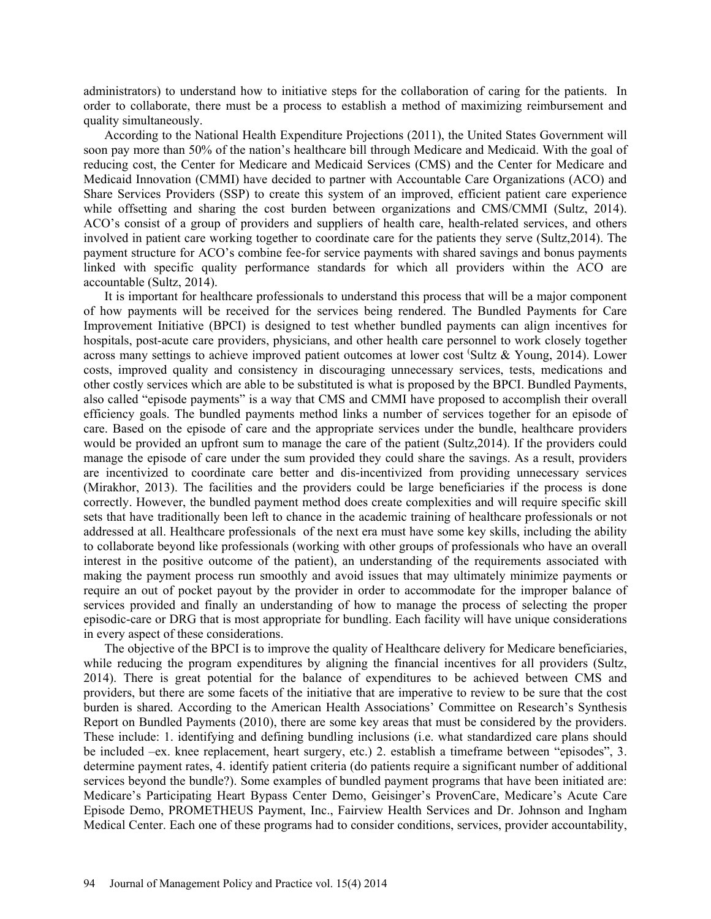administrators) to understand how to initiative steps for the collaboration of caring for the patients. In order to collaborate, there must be a process to establish a method of maximizing reimbursement and quality simultaneously.

According to the National Health Expenditure Projections (2011), the United States Government will soon pay more than 50% of the nation's healthcare bill through Medicare and Medicaid. With the goal of reducing cost, the Center for Medicare and Medicaid Services (CMS) and the Center for Medicare and Medicaid Innovation (CMMI) have decided to partner with Accountable Care Organizations (ACO) and Share Services Providers (SSP) to create this system of an improved, efficient patient care experience while offsetting and sharing the cost burden between organizations and CMS/CMMI (Sultz, 2014). ACO's consist of a group of providers and suppliers of health care, health-related services, and others involved in patient care working together to coordinate care for the patients they serve (Sultz,2014). The payment structure for ACO's combine fee-for service payments with shared savings and bonus payments linked with specific quality performance standards for which all providers within the ACO are accountable (Sultz, 2014).

It is important for healthcare professionals to understand this process that will be a major component of how payments will be received for the services being rendered. The Bundled Payments for Care Improvement Initiative (BPCI) is designed to test whether bundled payments can align incentives for hospitals, post-acute care providers, physicians, and other health care personnel to work closely together across many settings to achieve improved patient outcomes at lower cost (Sultz & Young, 2014). Lower costs, improved quality and consistency in discouraging unnecessary services, tests, medications and other costly services which are able to be substituted is what is proposed by the BPCI. Bundled Payments, also called "episode payments" is a way that CMS and CMMI have proposed to accomplish their overall efficiency goals. The bundled payments method links a number of services together for an episode of care. Based on the episode of care and the appropriate services under the bundle, healthcare providers would be provided an upfront sum to manage the care of the patient (Sultz,2014). If the providers could manage the episode of care under the sum provided they could share the savings. As a result, providers are incentivized to coordinate care better and dis-incentivized from providing unnecessary services (Mirakhor, 2013). The facilities and the providers could be large beneficiaries if the process is done correctly. However, the bundled payment method does create complexities and will require specific skill sets that have traditionally been left to chance in the academic training of healthcare professionals or not addressed at all. Healthcare professionals of the next era must have some key skills, including the ability to collaborate beyond like professionals (working with other groups of professionals who have an overall interest in the positive outcome of the patient), an understanding of the requirements associated with making the payment process run smoothly and avoid issues that may ultimately minimize payments or require an out of pocket payout by the provider in order to accommodate for the improper balance of services provided and finally an understanding of how to manage the process of selecting the proper episodic-care or DRG that is most appropriate for bundling. Each facility will have unique considerations in every aspect of these considerations.

The objective of the BPCI is to improve the quality of Healthcare delivery for Medicare beneficiaries, while reducing the program expenditures by aligning the financial incentives for all providers (Sultz, 2014). There is great potential for the balance of expenditures to be achieved between CMS and providers, but there are some facets of the initiative that are imperative to review to be sure that the cost burden is shared. According to the American Health Associations' Committee on Research's Synthesis Report on Bundled Payments (2010), there are some key areas that must be considered by the providers. These include: 1. identifying and defining bundling inclusions (i.e. what standardized care plans should be included –ex. knee replacement, heart surgery, etc.) 2. establish a timeframe between "episodes", 3. determine payment rates, 4. identify patient criteria (do patients require a significant number of additional services beyond the bundle?). Some examples of bundled payment programs that have been initiated are: Medicare's Participating Heart Bypass Center Demo, Geisinger's ProvenCare, Medicare's Acute Care Episode Demo, PROMETHEUS Payment, Inc., Fairview Health Services and Dr. Johnson and Ingham Medical Center. Each one of these programs had to consider conditions, services, provider accountability,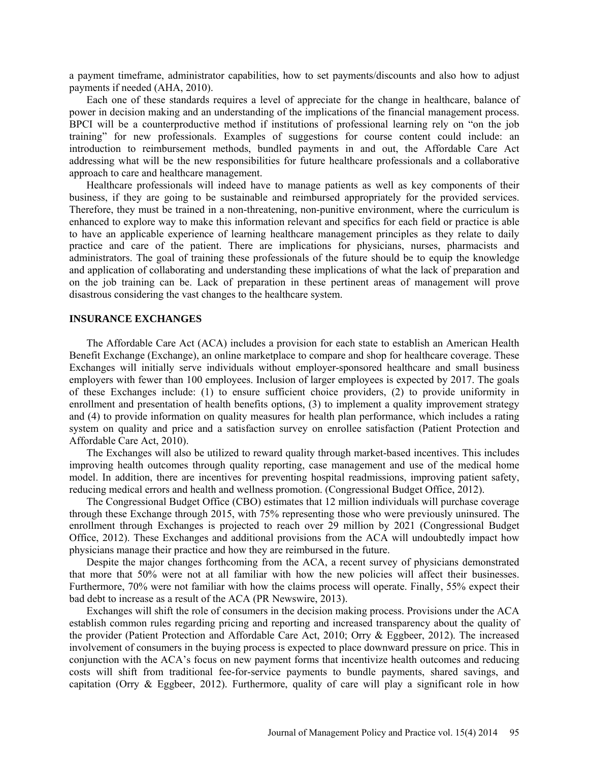a payment timeframe, administrator capabilities, how to set payments/discounts and also how to adjust payments if needed (AHA, 2010).

Each one of these standards requires a level of appreciate for the change in healthcare, balance of power in decision making and an understanding of the implications of the financial management process. BPCI will be a counterproductive method if institutions of professional learning rely on "on the job training" for new professionals. Examples of suggestions for course content could include: an introduction to reimbursement methods, bundled payments in and out, the Affordable Care Act addressing what will be the new responsibilities for future healthcare professionals and a collaborative approach to care and healthcare management.

Healthcare professionals will indeed have to manage patients as well as key components of their business, if they are going to be sustainable and reimbursed appropriately for the provided services. Therefore, they must be trained in a non-threatening, non-punitive environment, where the curriculum is enhanced to explore way to make this information relevant and specifics for each field or practice is able to have an applicable experience of learning healthcare management principles as they relate to daily practice and care of the patient. There are implications for physicians, nurses, pharmacists and administrators. The goal of training these professionals of the future should be to equip the knowledge and application of collaborating and understanding these implications of what the lack of preparation and on the job training can be. Lack of preparation in these pertinent areas of management will prove disastrous considering the vast changes to the healthcare system.

## INSURANCE EXCHANGES

The Affordable Care Act (ACA) includes a provision for each state to establish an American Health Benefit Exchange (Exchange), an online marketplace to compare and shop for healthcare coverage. These Exchanges will initially serve individuals without employer-sponsored healthcare and small business employers with fewer than 100 employees. Inclusion of larger employees is expected by 2017. The goals of these Exchanges include: (1) to ensure sufficient choice providers, (2) to provide uniformity in enrollment and presentation of health benefits options, (3) to implement a quality improvement strategy and (4) to provide information on quality measures for health plan performance, which includes a rating system on quality and price and a satisfaction survey on enrollee satisfaction (Patient Protection and Affordable Care Act, 2010).

The Exchanges will also be utilized to reward quality through market-based incentives. This includes improving health outcomes through quality reporting, case management and use of the medical home model. In addition, there are incentives for preventing hospital readmissions, improving patient safety, reducing medical errors and health and wellness promotion. (Congressional Budget Office, 2012).

The Congressional Budget Office (CBO) estimates that 12 million individuals will purchase coverage through these Exchange through 2015, with 75% representing those who were previously uninsured. The enrollment through Exchanges is projected to reach over 29 million by 2021 (Congressional Budget Office, 2012). These Exchanges and additional provisions from the ACA will undoubtedly impact how physicians manage their practice and how they are reimbursed in the future.

Despite the major changes forthcoming from the ACA, a recent survey of physicians demonstrated that more that 50% were not at all familiar with how the new policies will affect their businesses. Furthermore, 70% were not familiar with how the claims process will operate. Finally, 55% expect their bad debt to increase as a result of the ACA (PR Newswire, 2013).

Exchanges will shift the role of consumers in the decision making process. Provisions under the ACA establish common rules regarding pricing and reporting and increased transparency about the quality of the provider (Patient Protection and Affordable Care Act, 2010; Orry & Eggbeer, 2012). The increased involvement of consumers in the buying process is expected to place downward pressure on price. This in conjunction with the ACA's focus on new payment forms that incentivize health outcomes and reducing costs will shift from traditional fee-for-service payments to bundle payments, shared savings, and capitation (Orry & Eggbeer, 2012). Furthermore, quality of care will play a significant role in how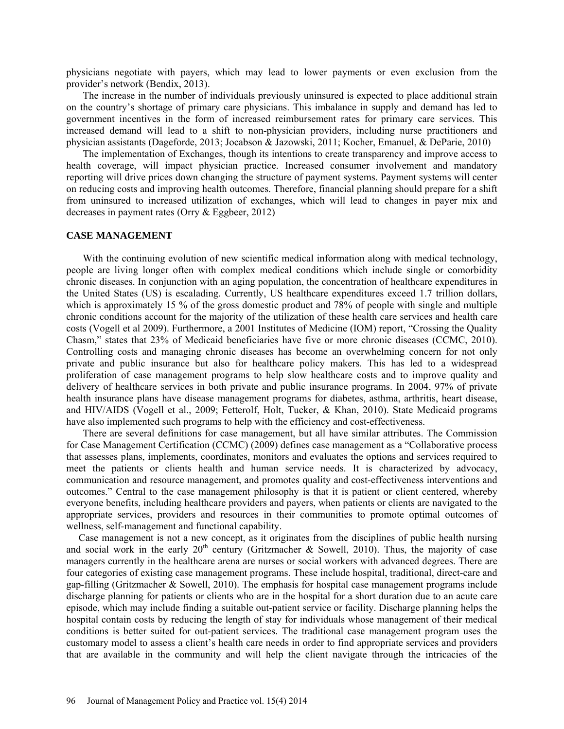physicians negotiate with payers, which may lead to lower payments or even exclusion from the provider's network (Bendix, 2013).

The increase in the number of individuals previously uninsured is expected to place additional strain on the country's shortage of primary care physicians. This imbalance in supply and demand has led to government incentives in the form of increased reimbursement rates for primary care services. This increased demand will lead to a shift to non-physician providers, including nurse practitioners and physician assistants (Dageforde, 2013; Jocabson & Jazowski, 2011; Kocher, Emanuel, & DeParie, 2010)

The implementation of Exchanges, though its intentions to create transparency and improve access to health coverage, will impact physician practice. Increased consumer involvement and mandatory reporting will drive prices down changing the structure of payment systems. Payment systems will center on reducing costs and improving health outcomes. Therefore, financial planning should prepare for a shift from uninsured to increased utilization of exchanges, which will lead to changes in payer mix and decreases in payment rates (Orry & Eggbeer, 2012)

## CASE MANAGEMENT

With the continuing evolution of new scientific medical information along with medical technology, people are living longer often with complex medical conditions which include single or comorbidity chronic diseases. In conjunction with an aging population, the concentration of healthcare expenditures in the United States (US) is escalading. Currently, US healthcare expenditures exceed 1.7 trillion dollars, which is approximately 15 % of the gross domestic product and 78% of people with single and multiple chronic conditions account for the majority of the utilization of these health care services and health care costs (Vogell et al 2009). Furthermore, a 2001 Institutes of Medicine (IOM) report, "Crossing the Quality Chasm," states that 23% of Medicaid beneficiaries have five or more chronic diseases (CCMC, 2010). Controlling costs and managing chronic diseases has become an overwhelming concern for not only private and public insurance but also for healthcare policy makers. This has led to a widespread proliferation of case management programs to help slow healthcare costs and to improve quality and delivery of healthcare services in both private and public insurance programs. In 2004, 97% of private health insurance plans have disease management programs for diabetes, asthma, arthritis, heart disease, and HIV/AIDS (Vogell et al., 2009; Fetterolf, Holt, Tucker, & Khan, 2010). State Medicaid programs have also implemented such programs to help with the efficiency and cost-effectiveness.

There are several definitions for case management, but all have similar attributes. The Commission for Case Management Certification (CCMC) (2009) defines case management as a "Collaborative process that assesses plans, implements, coordinates, monitors and evaluates the options and services required to meet the patients or clients health and human service needs. It is characterized by advocacy, communication and resource management, and promotes quality and cost-effectiveness interventions and outcomes." Central to the case management philosophy is that it is patient or client centered, whereby everyone benefits, including healthcare providers and payers, when patients or clients are navigated to the appropriate services, providers and resources in their communities to promote optimal outcomes of wellness, self-management and functional capability.

Case management is not a new concept, as it originates from the disciplines of public health nursing and social work in the early 20th century (Gritzmacher & Sowell, 2010). Thus, the majority of case managers currently in the healthcare arena are nurses or social workers with advanced degrees. There are four categories of existing case management programs. These include hospital, traditional, direct-care and gap-filling (Gritzmacher & Sowell, 2010). The emphasis for hospital case management programs include discharge planning for patients or clients who are in the hospital for a short duration due to an acute care episode, which may include finding a suitable out-patient service or facility. Discharge planning helps the hospital contain costs by reducing the length of stay for individuals whose management of their medical conditions is better suited for out-patient services. The traditional case management program uses the customary model to assess a client's health care needs in order to find appropriate services and providers that are available in the community and will help the client navigate through the intricacies of the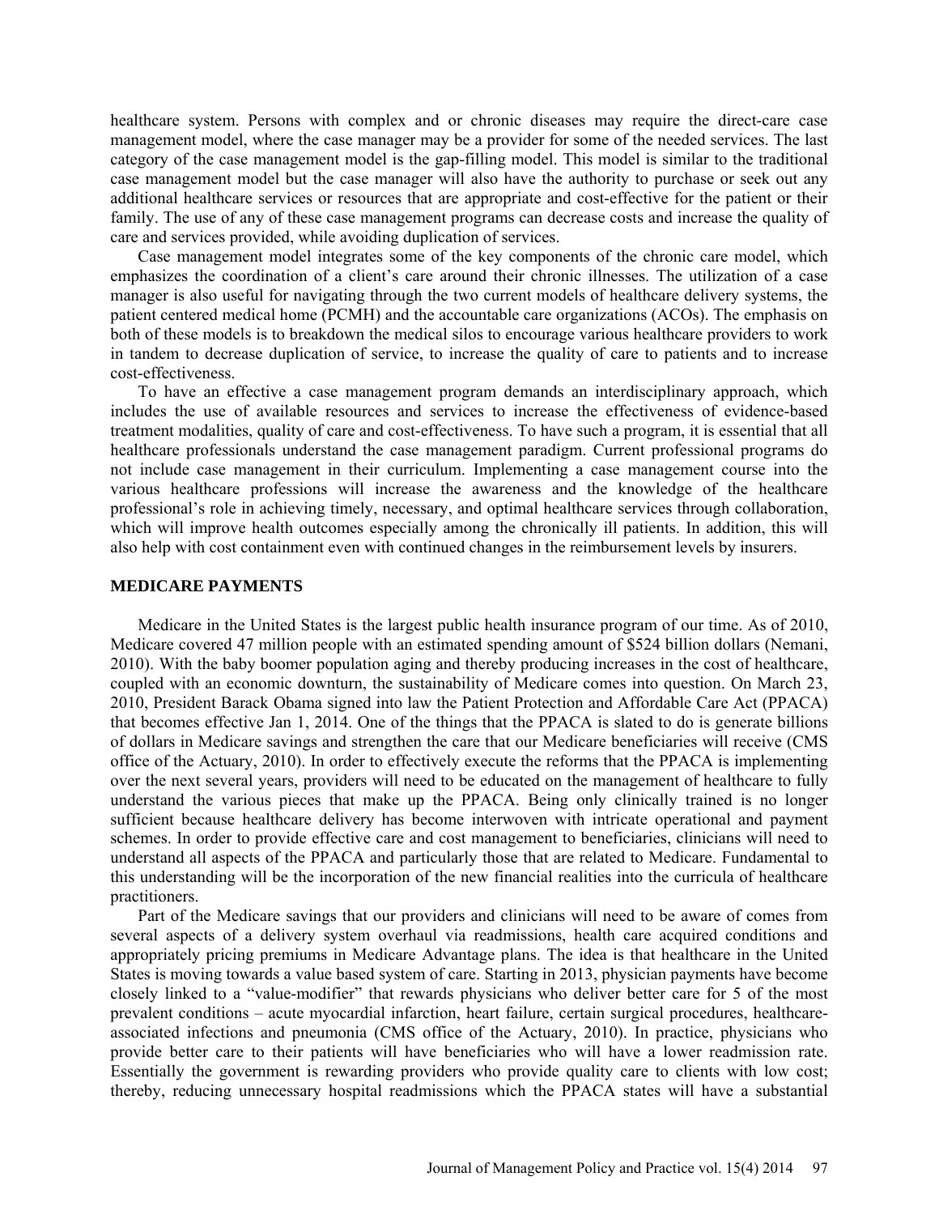healthcare system. Persons with complex and or chronic diseases may require the direct-care case management model, where the case manager may be a provider for some of the needed services. The last category of the case management model is the gap-filling model. This model is similar to the traditional case management model but the case manager will also have the authority to purchase or seek out any additional healthcare services or resources that are appropriate and cost-effective for the patient or their family. The use of any of these case management programs can decrease costs and increase the quality of care and services provided, while avoiding duplication of services.

Case management model integrates some of the key components of the chronic care model, which emphasizes the coordination of a client's care around their chronic illnesses. The utilization of a case manager is also useful for navigating through the two current models of healthcare delivery systems, the patient centered medical home (PCMH) and the accountable care organizations (ACOs). The emphasis on both of these models is to breakdown the medical silos to encourage various healthcare providers to work in tandem to decrease duplication of service, to increase the quality of care to patients and to increase cost-effectiveness.

To have an effective a case management program demands an interdisciplinary approach, which includes the use of available resources and services to increase the effectiveness of evidence-based treatment modalities, quality of care and cost-effectiveness. To have such a program, it is essential that all healthcare professionals understand the case management paradigm. Current professional programs do not include case management in their curriculum. Implementing a case management course into the various healthcare professions will increase the awareness and the knowledge of the healthcare professional's role in achieving timely, necessary, and optimal healthcare services through collaboration, which will improve health outcomes especially among the chronically ill patients. In addition, this will also help with cost containment even with continued changes in the reimbursement levels by insurers.

## MEDICARE PAYMENTS

Medicare in the United States is the largest public health insurance program of our time. As of 2010, Medicare covered 47 million people with an estimated spending amount of $524 billion dollars (Nemani, 2010). With the baby boomer population aging and thereby producing increases in the cost of healthcare, coupled with an economic downturn, the sustainability of Medicare comes into question. On March 23, 2010, President Barack Obama signed into law the Patient Protection and Affordable Care Act (PPACA) that becomes effective Jan 1, 2014. One of the things that the PPACA is slated to do is generate billions of dollars in Medicare savings and strengthen the care that our Medicare beneficiaries will receive (CMS office of the Actuary, 2010). In order to effectively execute the reforms that the PPACA is implementing over the next several years, providers will need to be educated on the management of healthcare to fully understand the various pieces that make up the PPACA. Being only clinically trained is no longer sufficient because healthcare delivery has become interwoven with intricate operational and payment schemes. In order to provide effective care and cost management to beneficiaries, clinicians will need to understand all aspects of the PPACA and particularly those that are related to Medicare. Fundamental to this understanding will be the incorporation of the new financial realities into the curricula of healthcare practitioners.

Part of the Medicare savings that our providers and clinicians will need to be aware of comes from several aspects of a delivery system overhaul via readmissions, health care acquired conditions and appropriately pricing premiums in Medicare Advantage plans. The idea is that healthcare in the United States is moving towards a value based system of care. Starting in 2013, physician payments have become closely linked to a "value-modifier" that rewards physicians who deliver better care for 5 of the most prevalent conditions – acute myocardial infarction, heart failure, certain surgical procedures, healthcare-associated infections and pneumonia (CMS office of the Actuary, 2010). In practice, physicians who provide better care to their patients will have beneficiaries who will have a lower readmission rate. Essentially the government is rewarding providers who provide quality care to clients with low cost; thereby, reducing unnecessary hospital readmissions which the PPACA states will have a substantial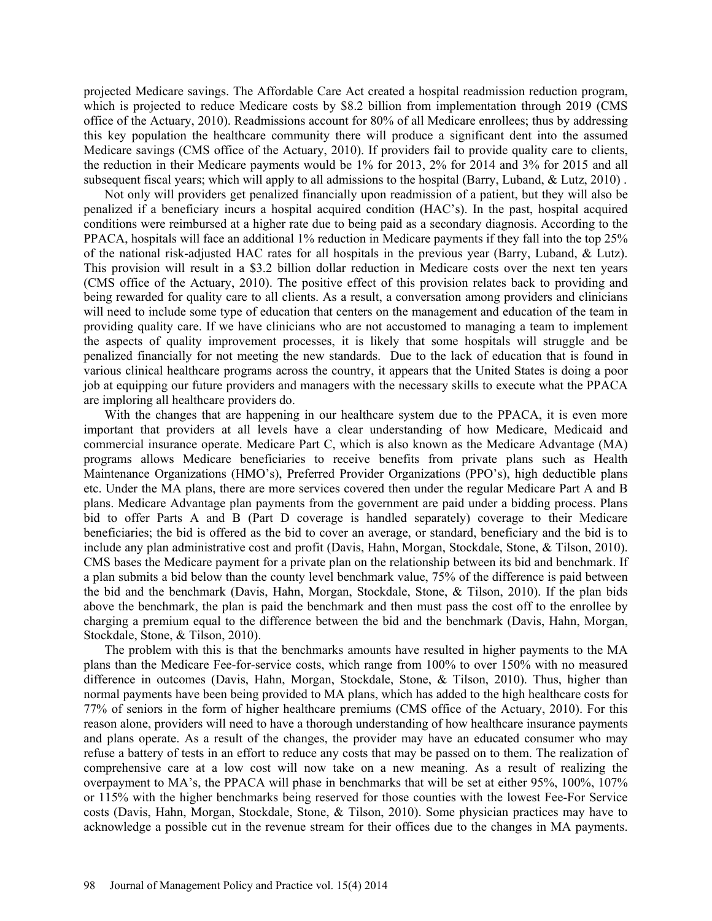projected Medicare savings. The Affordable Care Act created a hospital readmission reduction program, which is projected to reduce Medicare costs by $8.2 billion from implementation through 2019 (CMS office of the Actuary, 2010). Readmissions account for 80% of all Medicare enrollees; thus by addressing this key population the healthcare community there will produce a significant dent into the assumed Medicare savings (CMS office of the Actuary, 2010). If providers fail to provide quality care to clients, the reduction in their Medicare payments would be 1% for 2013, 2% for 2014 and 3% for 2015 and all subsequent fiscal years; which will apply to all admissions to the hospital (Barry, Luband, & Lutz, 2010) .

Not only will providers get penalized financially upon readmission of a patient, but they will also be penalized if a beneficiary incurs a hospital acquired condition (HAC's). In the past, hospital acquired conditions were reimbursed at a higher rate due to being paid as a secondary diagnosis. According to the PPACA, hospitals will face an additional 1% reduction in Medicare payments if they fall into the top 25% of the national risk-adjusted HAC rates for all hospitals in the previous year (Barry, Luband, & Lutz). This provision will result in a $3.2 billion dollar reduction in Medicare costs over the next ten years (CMS office of the Actuary, 2010). The positive effect of this provision relates back to providing and being rewarded for quality care to all clients. As a result, a conversation among providers and clinicians will need to include some type of education that centers on the management and education of the team in providing quality care. If we have clinicians who are not accustomed to managing a team to implement the aspects of quality improvement processes, it is likely that some hospitals will struggle and be penalized financially for not meeting the new standards. Due to the lack of education that is found in various clinical healthcare programs across the country, it appears that the United States is doing a poor job at equipping our future providers and managers with the necessary skills to execute what the PPACA are imploring all healthcare providers do.

With the changes that are happening in our healthcare system due to the PPACA, it is even more important that providers at all levels have a clear understanding of how Medicare, Medicaid and commercial insurance operate. Medicare Part C, which is also known as the Medicare Advantage (MA) programs allows Medicare beneficiaries to receive benefits from private plans such as Health Maintenance Organizations (HMO's), Preferred Provider Organizations (PPO's), high deductible plans etc. Under the MA plans, there are more services covered then under the regular Medicare Part A and B plans. Medicare Advantage plan payments from the government are paid under a bidding process. Plans bid to offer Parts A and B (Part D coverage is handled separately) coverage to their Medicare beneficiaries; the bid is offered as the bid to cover an average, or standard, beneficiary and the bid is to include any plan administrative cost and profit (Davis, Hahn, Morgan, Stockdale, Stone, & Tilson, 2010). CMS bases the Medicare payment for a private plan on the relationship between its bid and benchmark. If a plan submits a bid below than the county level benchmark value, 75% of the difference is paid between the bid and the benchmark (Davis, Hahn, Morgan, Stockdale, Stone, & Tilson, 2010). If the plan bids above the benchmark, the plan is paid the benchmark and then must pass the cost off to the enrollee by charging a premium equal to the difference between the bid and the benchmark (Davis, Hahn, Morgan, Stockdale, Stone, & Tilson, 2010).

The problem with this is that the benchmarks amounts have resulted in higher payments to the MA plans than the Medicare Fee-for-service costs, which range from 100% to over 150% with no measured difference in outcomes (Davis, Hahn, Morgan, Stockdale, Stone, & Tilson, 2010). Thus, higher than normal payments have been being provided to MA plans, which has added to the high healthcare costs for 77% of seniors in the form of higher healthcare premiums (CMS office of the Actuary, 2010). For this reason alone, providers will need to have a thorough understanding of how healthcare insurance payments and plans operate. As a result of the changes, the provider may have an educated consumer who may refuse a battery of tests in an effort to reduce any costs that may be passed on to them. The realization of comprehensive care at a low cost will now take on a new meaning. As a result of realizing the overpayment to MA's, the PPACA will phase in benchmarks that will be set at either 95%, 100%, 107% or 115% with the higher benchmarks being reserved for those counties with the lowest Fee-For Service costs (Davis, Hahn, Morgan, Stockdale, Stone, & Tilson, 2010). Some physician practices may have to acknowledge a possible cut in the revenue stream for their offices due to the changes in MA payments.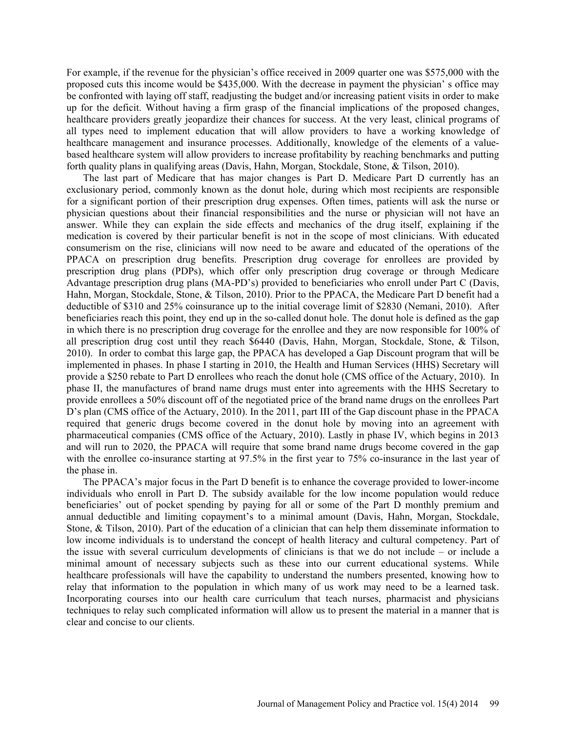For example, if the revenue for the physician's office received in 2009 quarter one was $575,000 with the proposed cuts this income would be $435,000. With the decrease in payment the physician' s office may be confronted with laying off staff, readjusting the budget and/or increasing patient visits in order to make up for the deficit. Without having a firm grasp of the financial implications of the proposed changes, healthcare providers greatly jeopardize their chances for success. At the very least, clinical programs of all types need to implement education that will allow providers to have a working knowledge of healthcare management and insurance processes. Additionally, knowledge of the elements of a value-based healthcare system will allow providers to increase profitability by reaching benchmarks and putting forth quality plans in qualifying areas (Davis, Hahn, Morgan, Stockdale, Stone, & Tilson, 2010).

The last part of Medicare that has major changes is Part D. Medicare Part D currently has an exclusionary period, commonly known as the donut hole, during which most recipients are responsible for a significant portion of their prescription drug expenses. Often times, patients will ask the nurse or physician questions about their financial responsibilities and the nurse or physician will not have an answer. While they can explain the side effects and mechanics of the drug itself, explaining if the medication is covered by their particular benefit is not in the scope of most clinicians. With educated consumerism on the rise, clinicians will now need to be aware and educated of the operations of the PPACA on prescription drug benefits. Prescription drug coverage for enrollees are provided by prescription drug plans (PDPs), which offer only prescription drug coverage or through Medicare Advantage prescription drug plans (MA-PD's) provided to beneficiaries who enroll under Part C (Davis, Hahn, Morgan, Stockdale, Stone, & Tilson, 2010). Prior to the PPACA, the Medicare Part D benefit had a deductible of $310 and 25% coinsurance up to the initial coverage limit of $2830 (Nemani, 2010). After beneficiaries reach this point, they end up in the so-called donut hole. The donut hole is defined as the gap in which there is no prescription drug coverage for the enrollee and they are now responsible for 100% of all prescription drug cost until they reach $6440 (Davis, Hahn, Morgan, Stockdale, Stone, & Tilson, 2010). In order to combat this large gap, the PPACA has developed a Gap Discount program that will be implemented in phases. In phase I starting in 2010, the Health and Human Services (HHS) Secretary will provide a $250 rebate to Part D enrollees who reach the donut hole (CMS office of the Actuary, 2010). In phase II, the manufactures of brand name drugs must enter into agreements with the HHS Secretary to provide enrollees a 50% discount off of the negotiated price of the brand name drugs on the enrollees Part D's plan (CMS office of the Actuary, 2010). In the 2011, part III of the Gap discount phase in the PPACA required that generic drugs become covered in the donut hole by moving into an agreement with pharmaceutical companies (CMS office of the Actuary, 2010). Lastly in phase IV, which begins in 2013 and will run to 2020, the PPACA will require that some brand name drugs become covered in the gap with the enrollee co-insurance starting at 97.5% in the first year to 75% co-insurance in the last year of the phase in.

The PPACA's major focus in the Part D benefit is to enhance the coverage provided to lower-income individuals who enroll in Part D. The subsidy available for the low income population would reduce beneficiaries' out of pocket spending by paying for all or some of the Part D monthly premium and annual deductible and limiting copayment's to a minimal amount (Davis, Hahn, Morgan, Stockdale, Stone, & Tilson, 2010). Part of the education of a clinician that can help them disseminate information to low income individuals is to understand the concept of health literacy and cultural competency. Part of the issue with several curriculum developments of clinicians is that we do not include – or include a minimal amount of necessary subjects such as these into our current educational systems. While healthcare professionals will have the capability to understand the numbers presented, knowing how to relay that information to the population in which many of us work may need to be a learned task. Incorporating courses into our health care curriculum that teach nurses, pharmacist and physicians techniques to relay such complicated information will allow us to present the material in a manner that is clear and concise to our clients.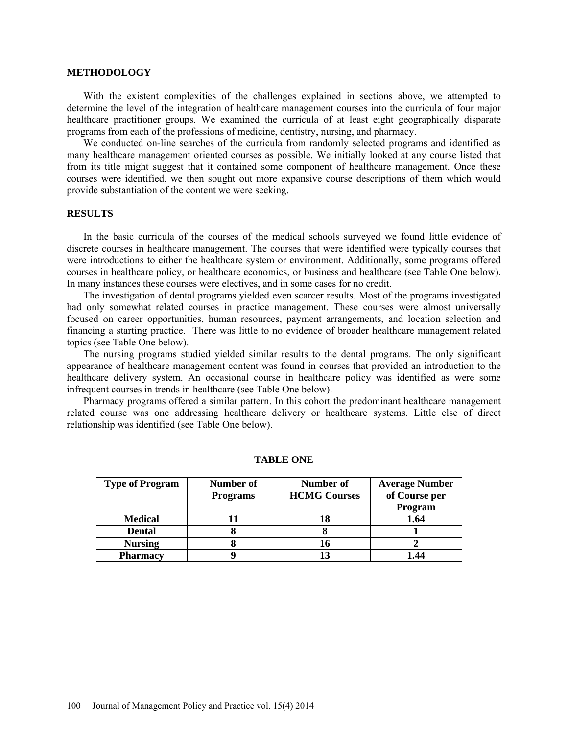## METHODOLOGY

With the existent complexities of the challenges explained in sections above, we attempted to determine the level of the integration of healthcare management courses into the curricula of four major healthcare practitioner groups. We examined the curricula of at least eight geographically disparate programs from each of the professions of medicine, dentistry, nursing, and pharmacy.

We conducted on-line searches of the curricula from randomly selected programs and identified as many healthcare management oriented courses as possible. We initially looked at any course listed that from its title might suggest that it contained some component of healthcare management. Once these courses were identified, we then sought out more expansive course descriptions of them which would provide substantiation of the content we were seeking.

## RESULTS

In the basic curricula of the courses of the medical schools surveyed we found little evidence of discrete courses in healthcare management. The courses that were identified were typically courses that were introductions to either the healthcare system or environment. Additionally, some programs offered courses in healthcare policy, or healthcare economics, or business and healthcare (see Table One below). In many instances these courses were electives, and in some cases for no credit.

The investigation of dental programs yielded even scarcer results. Most of the programs investigated had only somewhat related courses in practice management. These courses were almost universally focused on career opportunities, human resources, payment arrangements, and location selection and financing a starting practice. There was little to no evidence of broader healthcare management related topics (see Table One below).

The nursing programs studied yielded similar results to the dental programs. The only significant appearance of healthcare management content was found in courses that provided an introduction to the healthcare delivery system. An occasional course in healthcare policy was identified as were some infrequent courses in trends in healthcare (see Table One below).

Pharmacy programs offered a similar pattern. In this cohort the predominant healthcare management related course was one addressing healthcare delivery or healthcare systems. Little else of direct relationship was identified (see Table One below).

**TABLE ONE**

| Type of Program | Number of Programs | Number of HCMG Courses | Average Number of Course per Program |
|---|---|---|---|
| **Medical** | **11** | **18** | **1.64** |
| **Dental** | **8** | **8** | **1** |
| **Nursing** | **8** | **16** | **2** |
| **Pharmacy** | **9** | **13** | **1.44** |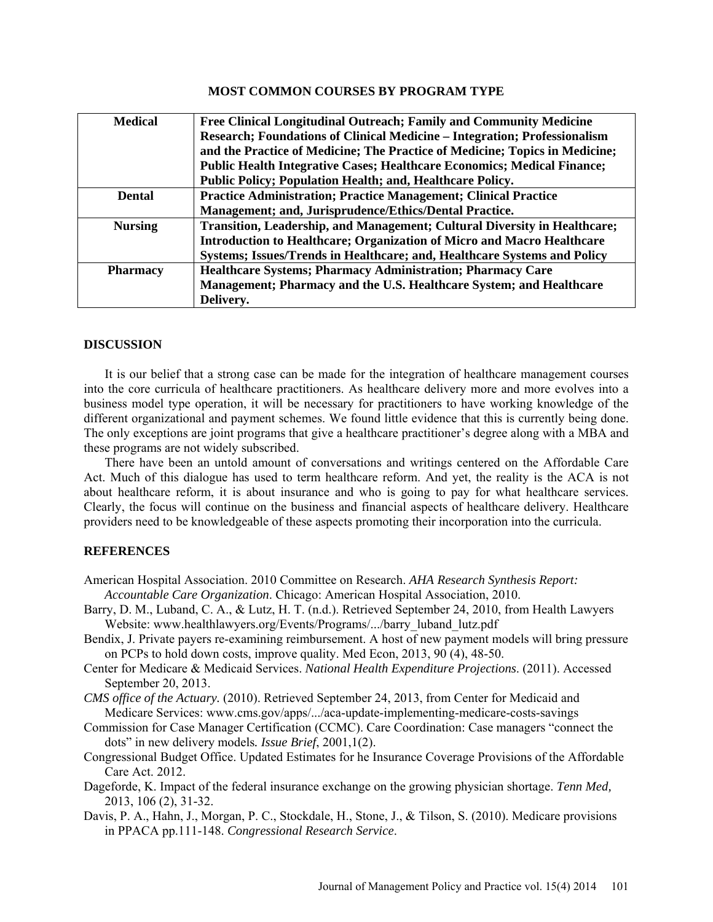**MOST COMMON COURSES BY PROGRAM TYPE**

| | |
|---|---|
| **Medical** | **Free Clinical Longitudinal Outreach; Family and Community Medicine Research; Foundations of Clinical Medicine – Integration; Professionalism and the Practice of Medicine; The Practice of Medicine; Topics in Medicine; Public Health Integrative Cases; Healthcare Economics; Medical Finance; Public Policy; Population Health; and, Healthcare Policy.** |
| **Dental** | **Practice Administration; Practice Management; Clinical Practice Management; and, Jurisprudence/Ethics/Dental Practice.** |
| **Nursing** | **Transition, Leadership, and Management; Cultural Diversity in Healthcare; Introduction to Healthcare; Organization of Micro and Macro Healthcare Systems; Issues/Trends in Healthcare; and, Healthcare Systems and Policy** |
| **Pharmacy** | **Healthcare Systems; Pharmacy Administration; Pharmacy Care Management; Pharmacy and the U.S. Healthcare System; and Healthcare Delivery.** |

## DISCUSSION

It is our belief that a strong case can be made for the integration of healthcare management courses into the core curricula of healthcare practitioners. As healthcare delivery more and more evolves into a business model type operation, it will be necessary for practitioners to have working knowledge of the different organizational and payment schemes. We found little evidence that this is currently being done. The only exceptions are joint programs that give a healthcare practitioner's degree along with a MBA and these programs are not widely subscribed.

There have been an untold amount of conversations and writings centered on the Affordable Care Act. Much of this dialogue has used to term healthcare reform. And yet, the reality is the ACA is not about healthcare reform, it is about insurance and who is going to pay for what healthcare services. Clearly, the focus will continue on the business and financial aspects of healthcare delivery. Healthcare providers need to be knowledgeable of these aspects promoting their incorporation into the curricula.

## REFERENCES

American Hospital Association. 2010 Committee on Research. *AHA Research Synthesis Report: Accountable Care Organization*. Chicago: American Hospital Association, 2010.

Barry, D. M., Luband, C. A., & Lutz, H. T. (n.d.). Retrieved September 24, 2010, from Health Lawyers Website: www.healthlawyers.org/Events/Programs/.../barry_luband_lutz.pdf

Bendix, J. Private payers re-examining reimbursement. A host of new payment models will bring pressure on PCPs to hold down costs, improve quality. Med Econ, 2013, 90 (4), 48-50.

Center for Medicare & Medicaid Services. *National Health Expenditure Projections*. (2011). Accessed September 20, 2013.

*CMS office of the Actuary.* (2010). Retrieved September 24, 2013, from Center for Medicaid and Medicare Services: www.cms.gov/apps/.../aca-update-implementing-medicare-costs-savings

Commission for Case Manager Certification (CCMC). Care Coordination: Case managers "connect the dots" in new delivery models*. Issue Brief*, 2001,1(2).

Congressional Budget Office. Updated Estimates for he Insurance Coverage Provisions of the Affordable Care Act. 2012.

Dageforde, K. Impact of the federal insurance exchange on the growing physician shortage. *Tenn Med,* 2013, 106 (2), 31-32.

Davis, P. A., Hahn, J., Morgan, P. C., Stockdale, H., Stone, J., & Tilson, S. (2010). Medicare provisions in PPACA pp.111-148. *Congressional Research Service*.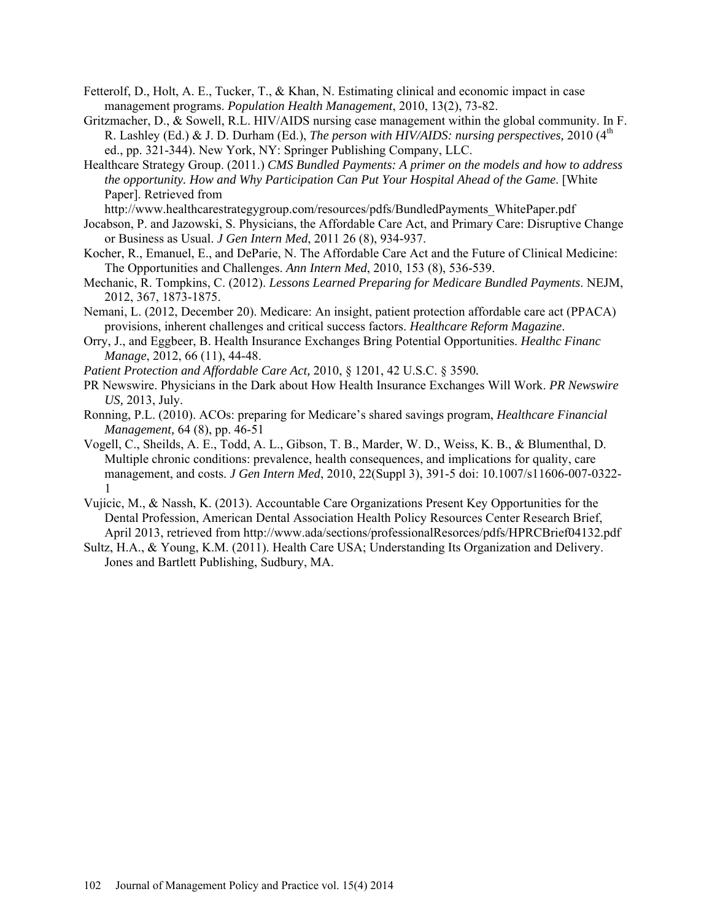Fetterolf, D., Holt, A. E., Tucker, T., & Khan, N. Estimating clinical and economic impact in case management programs. *Population Health Management*, 2010, 13(2), 73-82.

Gritzmacher, D., & Sowell, R.L. HIV/AIDS nursing case management within the global community. In F. R. Lashley (Ed.) & J. D. Durham (Ed.), *The person with HIV/AIDS: nursing perspectives,* 2010 (4th ed., pp. 321-344). New York, NY: Springer Publishing Company, LLC.

Healthcare Strategy Group. (2011.) *CMS Bundled Payments: A primer on the models and how to address the opportunity. How and Why Participation Can Put Your Hospital Ahead of the Game*. [White Paper]. Retrieved from http://www.healthcarestrategygroup.com/resources/pdfs/BundledPayments_WhitePaper.pdf

Jocabson, P. and Jazowski, S. Physicians, the Affordable Care Act, and Primary Care: Disruptive Change or Business as Usual. *J Gen Intern Med*, 2011 26 (8), 934-937.

Kocher, R., Emanuel, E., and DeParie, N. The Affordable Care Act and the Future of Clinical Medicine: The Opportunities and Challenges. *Ann Intern Med*, 2010, 153 (8), 536-539.

Mechanic, R. Tompkins, C. (2012). *Lessons Learned Preparing for Medicare Bundled Payments*. NEJM, 2012, 367, 1873-1875.

Nemani, L. (2012, December 20). Medicare: An insight, patient protection affordable care act (PPACA) provisions, inherent challenges and critical success factors. *Healthcare Reform Magazine*.

Orry, J., and Eggbeer, B. Health Insurance Exchanges Bring Potential Opportunities. *Healthc Financ Manage*, 2012, 66 (11), 44-48.

*Patient Protection and Affordable Care Act,* 2010, § 1201, 42 U.S.C. § 3590*.*

PR Newswire. Physicians in the Dark about How Health Insurance Exchanges Will Work. *PR Newswire US,* 2013, July.

Ronning, P.L. (2010). ACOs: preparing for Medicare's shared savings program, *Healthcare Financial Management,* 64 (8), pp. 46-51

Vogell, C., Sheilds, A. E., Todd, A. L., Gibson, T. B., Marder, W. D., Weiss, K. B., & Blumenthal, D. Multiple chronic conditions: prevalence, health consequences, and implications for quality, care management, and costs. *J Gen Intern Med*, 2010, 22(Suppl 3), 391-5 doi: 10.1007/s11606-007-0322-1

Vujicic, M., & Nassh, K. (2013). Accountable Care Organizations Present Key Opportunities for the Dental Profession, American Dental Association Health Policy Resources Center Research Brief, April 2013, retrieved from http://www.ada/sections/professionalResorces/pdfs/HPRCBrief04132.pdf

Sultz, H.A., & Young, K.M. (2011). Health Care USA; Understanding Its Organization and Delivery. Jones and Bartlett Publishing, Sudbury, MA.